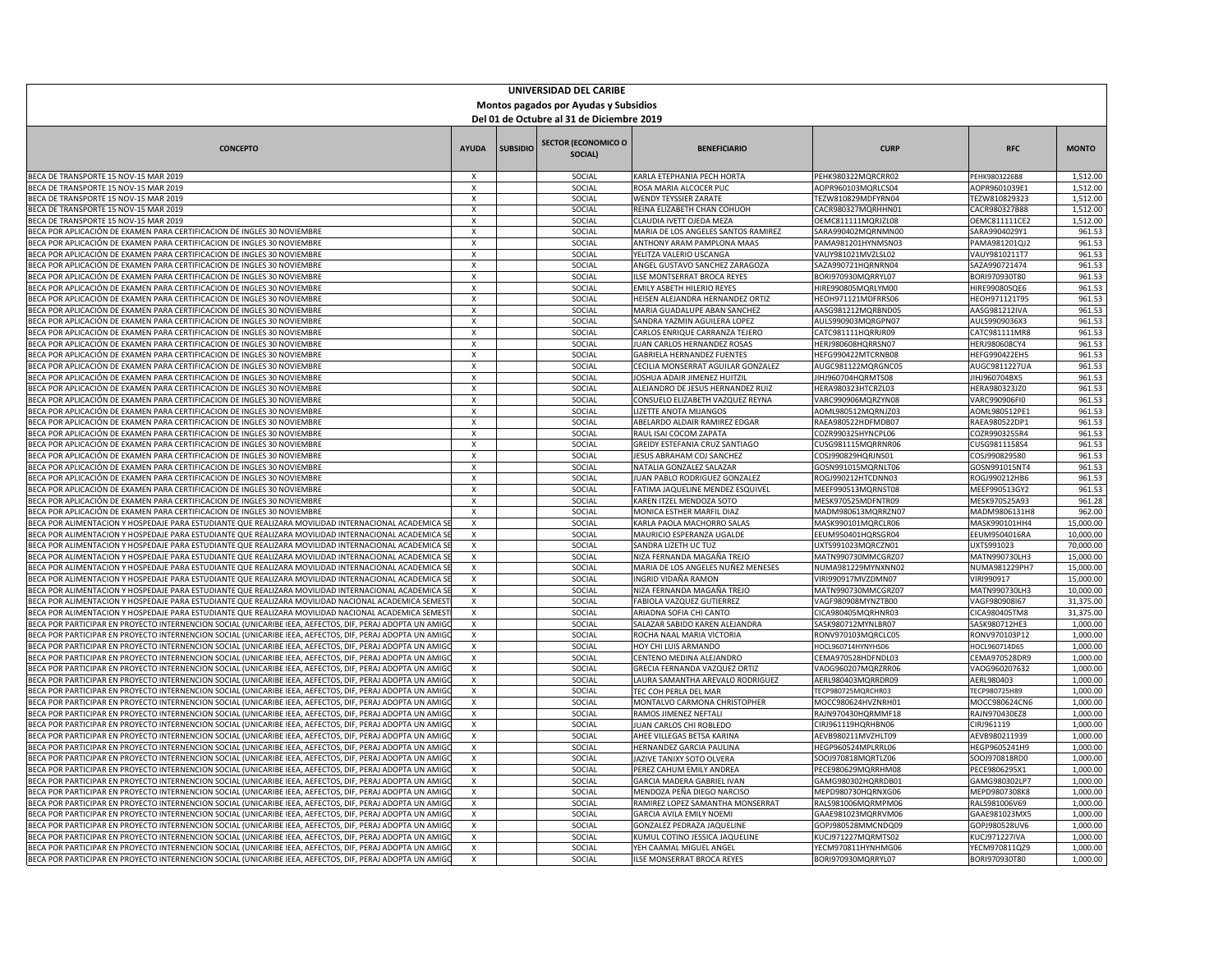# UNIVERSIDAD DEL CARIBE

## Montos pagados por Ayudas y Subsidios

### Del 01 de Octubre al 31 de Diciembre 2019

| CONCEPTO | AYUDA | SUBSIDIO | SECTOR (ECONOMICO O SOCIAL) | BENEFICIARIO | CURP | RFC | MONTO |
|---|---|---|---|---|---|---|---|
| BECA DE TRANSPORTE 15 NOV-15 MAR 2019 | X | | SOCIAL | KARLA ETEPHANIA PECH HORTA | PEHK980322MQRCRR02 | PEHK9803226B8 | 1,512.00 |
| BECA DE TRANSPORTE 15 NOV-15 MAR 2019 | X | | SOCIAL | ROSA MARIA ALCOCER PUC | AOPR960103MQRLCS04 | AOPR9601039E1 | 1,512.00 |
| BECA DE TRANSPORTE 15 NOV-15 MAR 2019 | X | | SOCIAL | WENDY TEYSSIER ZARATE | TEZW810829MDFYRN04 | TEZW810829323 | 1,512.00 |
| BECA DE TRANSPORTE 15 NOV-15 MAR 2019 | X | | SOCIAL | REINA ELIZABETH CHAN COHUOH | CACR980327MQRHHN01 | CACR980327B88 | 1,512.00 |
| BECA DE TRANSPORTE 15 NOV-15 MAR 2019 | X | | SOCIAL | CLAUDIA IVETT OJEDA MEZA | OEMC811111MQRJZL08 | OEMC811111CE2 | 1,512.00 |
| BECA POR APLICACIÓN DE EXAMEN PARA CERTIFICACION DE INGLES 30 NOVIEMBRE | X | | SOCIAL | MARIA DE LOS ANGELES SANTOS RAMIREZ | SARA990402MQRNMN00 | SARA9904029Y1 | 961.53 |
| BECA POR APLICACIÓN DE EXAMEN PARA CERTIFICACION DE INGLES 30 NOVIEMBRE | X | | SOCIAL | ANTHONY ARAM PAMPLONA MAAS | PAMA981201HYNMSN03 | PAMA981201QJ2 | 961.53 |
| BECA POR APLICACIÓN DE EXAMEN PARA CERTIFICACION DE INGLES 30 NOVIEMBRE | X | | SOCIAL | YELITZA VALERIO USCANGA | VAUY981021MVZLSL02 | VAUY9810211T7 | 961.53 |
| BECA POR APLICACIÓN DE EXAMEN PARA CERTIFICACION DE INGLES 30 NOVIEMBRE | X | | SOCIAL | ANGEL GUSTAVO SANCHEZ ZARAGOZA | SAZA990721HQRNRN04 | SAZA990721474 | 961.53 |
| BECA POR APLICACIÓN DE EXAMEN PARA CERTIFICACION DE INGLES 30 NOVIEMBRE | X | | SOCIAL | ILSE MONTSERRAT BROCA REYES | BORI970930MQRRYL07 | BORI970930T80 | 961.53 |
| BECA POR APLICACIÓN DE EXAMEN PARA CERTIFICACION DE INGLES 30 NOVIEMBRE | X | | SOCIAL | EMILY ASBETH HILERIO REYES | HIRE990805MQRLYM00 | HIRE990805QE6 | 961.53 |
| BECA POR APLICACIÓN DE EXAMEN PARA CERTIFICACION DE INGLES 30 NOVIEMBRE | X | | SOCIAL | HEISEN ALEJANDRA HERNANDEZ ORTIZ | HEOH971121MDFRRS06 | HEOH971121T95 | 961.53 |
| BECA POR APLICACIÓN DE EXAMEN PARA CERTIFICACION DE INGLES 30 NOVIEMBRE | X | | SOCIAL | MARIA GUADALUPE ABAN SANCHEZ | AASG981212MQRBND05 | AASG981212IVA | 961.53 |
| BECA POR APLICACIÓN DE EXAMEN PARA CERTIFICACION DE INGLES 30 NOVIEMBRE | X | | SOCIAL | SANDRA YAZMIN AGUILERA LOPEZ | AULS990903MQRGPN07 | AULS9909036X3 | 961.53 |
| BECA POR APLICACIÓN DE EXAMEN PARA CERTIFICACION DE INGLES 30 NOVIEMBRE | X | | SOCIAL | CARLOS ENRIQUE CARRANZA TEJERO | CATC981111HQRRJR09 | CATC981111MR8 | 961.53 |
| BECA POR APLICACIÓN DE EXAMEN PARA CERTIFICACION DE INGLES 30 NOVIEMBRE | X | | SOCIAL | JUAN CARLOS HERNANDEZ ROSAS | HERJ980608HQRRSN07 | HERJ980608CY4 | 961.53 |
| BECA POR APLICACIÓN DE EXAMEN PARA CERTIFICACION DE INGLES 30 NOVIEMBRE | X | | SOCIAL | GABRIELA HERNANDEZ FUENTES | HEFG990422MTCRNB08 | HEFG990422EH5 | 961.53 |
| BECA POR APLICACIÓN DE EXAMEN PARA CERTIFICACION DE INGLES 30 NOVIEMBRE | X | | SOCIAL | CECILIA MONSERRAT AGUILAR GONZALEZ | AUGC981122MQRGNC05 | AUGC9811227UA | 961.53 |
| BECA POR APLICACIÓN DE EXAMEN PARA CERTIFICACION DE INGLES 30 NOVIEMBRE | X | | SOCIAL | JOSHUA ADAIR JIMENEZ HUITZIL | JIHJ960704HQRMTS08 | JIHJ960704BX5 | 961.53 |
| BECA POR APLICACIÓN DE EXAMEN PARA CERTIFICACION DE INGLES 30 NOVIEMBRE | X | | SOCIAL | ALEJANDRO DE JESUS HERNANDEZ RUIZ | HERA980323HTCRZL03 | HERA980323JZ0 | 961.53 |
| BECA POR APLICACIÓN DE EXAMEN PARA CERTIFICACION DE INGLES 30 NOVIEMBRE | X | | SOCIAL | CONSUELO ELIZABETH VAZQUEZ REYNA | VARC990906MQRZYN08 | VARC990906FI0 | 961.53 |
| BECA POR APLICACIÓN DE EXAMEN PARA CERTIFICACION DE INGLES 30 NOVIEMBRE | X | | SOCIAL | LIZETTE ANOTA MIJANGOS | AOML980512MQRNJZ03 | AOML980512PE1 | 961.53 |
| BECA POR APLICACIÓN DE EXAMEN PARA CERTIFICACION DE INGLES 30 NOVIEMBRE | X | | SOCIAL | ABELARDO ALDAIR RAMIREZ EDGAR | RAEA980522HDFMDB07 | RAEA980522DP1 | 961.53 |
| BECA POR APLICACIÓN DE EXAMEN PARA CERTIFICACION DE INGLES 30 NOVIEMBRE | X | | SOCIAL | RAUL ISAI COCOM ZAPATA | COZR990325HYNCPL06 | COZR9903255R4 | 961.53 |
| BECA POR APLICACIÓN DE EXAMEN PARA CERTIFICACION DE INGLES 30 NOVIEMBRE | X | | SOCIAL | GREIDY ESTEFANIA CRUZ SANTIAGO | CUSG981115MQRRNR06 | CUSG9811158S4 | 961.53 |
| BECA POR APLICACIÓN DE EXAMEN PARA CERTIFICACION DE INGLES 30 NOVIEMBRE | X | | SOCIAL | JESUS ABRAHAM COJ SANCHEZ | COSJ990829HQRJNS01 | COSJ990829580 | 961.53 |
| BECA POR APLICACIÓN DE EXAMEN PARA CERTIFICACION DE INGLES 30 NOVIEMBRE | X | | SOCIAL | NATALIA GONZALEZ SALAZAR | GOSN991015MQRNLT06 | GOSN991015NT4 | 961.53 |
| BECA POR APLICACIÓN DE EXAMEN PARA CERTIFICACION DE INGLES 30 NOVIEMBRE | X | | SOCIAL | JUAN PABLO RODRIGUEZ GONZALEZ | ROGJ990212HTCDNN03 | ROGJ990212HB6 | 961.53 |
| BECA POR APLICACIÓN DE EXAMEN PARA CERTIFICACION DE INGLES 30 NOVIEMBRE | X | | SOCIAL | FATIMA JAQUELINE MENDEZ ESQUIVEL | MEEF990513MQRNST08 | MEEF990513GY2 | 961.53 |
| BECA POR APLICACIÓN DE EXAMEN PARA CERTIFICACION DE INGLES 30 NOVIEMBRE | X | | SOCIAL | KAREN ITZEL MENDOZA SOTO | MESK970525MDFNTR09 | MESK970525A93 | 961.28 |
| BECA POR APLICACIÓN DE EXAMEN PARA CERTIFICACION DE INGLES 30 NOVIEMBRE | X | | SOCIAL | MONICA ESTHER MARFIL DIAZ | MADM980613MQRRZN07 | MADM9806131H8 | 962.00 |
| BECA POR ALIMENTACION Y HOSPEDAJE PARA ESTUDIANTE QUE REALIZARA MOVILIDAD INTERNACIONAL ACADEMICA SE | X | | SOCIAL | KARLA PAOLA MACHORRO SALAS | MASK990101MQRCLR06 | MASK990101HH4 | 15,000.00 |
| BECA POR ALIMENTACION Y HOSPEDAJE PARA ESTUDIANTE QUE REALIZARA MOVILIDAD INTERNACIONAL ACADEMICA SE | X | | SOCIAL | MAURICIO ESPERANZA UGALDE | EEUM950401HQRSGR04 | EEUM9504016RA | 10,000.00 |
| BECA POR ALIMENTACION Y HOSPEDAJE PARA ESTUDIANTE QUE REALIZARA MOVILIDAD INTERNACIONAL ACADEMICA SE | X | | SOCIAL | SANDRA LIZETH UC TUZ | UXTS991023MQRCZN01 | UXTS991023 | 70,000.00 |
| BECA POR ALIMENTACION Y HOSPEDAJE PARA ESTUDIANTE QUE REALIZARA MOVILIDAD INTERNACIONAL ACADEMICA SE | X | | SOCIAL | NIZA FERNANDA MAGAÑA TREJO | MATN990730MMCGRZ07 | MATN990730LH3 | 15,000.00 |
| BECA POR ALIMENTACION Y HOSPEDAJE PARA ESTUDIANTE QUE REALIZARA MOVILIDAD INTERNACIONAL ACADEMICA SE | X | | SOCIAL | MARIA DE LOS ANGELES NUÑEZ MENESES | NUMA981229MYNXNN02 | NUMA981229PH7 | 15,000.00 |
| BECA POR ALIMENTACION Y HOSPEDAJE PARA ESTUDIANTE QUE REALIZARA MOVILIDAD INTERNACIONAL ACADEMICA SE | X | | SOCIAL | INGRID VIDAÑA RAMON | VIRI990917MVZDMN07 | VIRI990917 | 15,000.00 |
| BECA POR ALIMENTACION Y HOSPEDAJE PARA ESTUDIANTE QUE REALIZARA MOVILIDAD INTERNACIONAL ACADEMICA SE | X | | SOCIAL | NIZA FERNANDA MAGAÑA TREJO | MATN990730MMCGRZ07 | MATN990730LH3 | 10,000.00 |
| BECA POR ALIMENTACION Y HOSPEDAJE PARA ESTUDIANTE QUE REALIZARA MOVILIDAD NACIONAL ACADEMICA SEMEST | X | | SOCIAL | FABIOLA VAZQUEZ GUTIERREZ | VAGF980908MYNZTB00 | VAGF980908I67 | 31,375.00 |
| BECA POR ALIMENTACION Y HOSPEDAJE PARA ESTUDIANTE QUE REALIZARA MOVILIDAD NACIONAL ACADEMICA SEMEST | X | | SOCIAL | ARIADNA SOFIA CHI CANTO | CICA980405MQRHNR03 | CICA980405TM8 | 31,375.00 |
| BECA POR PARTICIPAR EN PROYECTO INTERNENCION SOCIAL (UNICARIBE IEEA, AEFECTOS, DIF, PERAJ ADOPTA UN AMIGO | X | | SOCIAL | SALAZAR SABIDO KAREN ALEJANDRA | SASK980712MYNLBR07 | SASK980712HE3 | 1,000.00 |
| BECA POR PARTICIPAR EN PROYECTO INTERNENCION SOCIAL (UNICARIBE IEEA, AEFECTOS, DIF, PERAJ ADOPTA UN AMIGO | X | | SOCIAL | ROCHA NAAL MARIA VICTORIA | RONV970103MQRCLC05 | RONV970103P12 | 1,000.00 |
| BECA POR PARTICIPAR EN PROYECTO INTERNENCION SOCIAL (UNICARIBE IEEA, AEFECTOS, DIF, PERAJ ADOPTA UN AMIGO | X | | SOCIAL | HOY CHI LUIS ARMANDO | HOCL960714HYNYHS06 | HOCL960714D65 | 1,000.00 |
| BECA POR PARTICIPAR EN PROYECTO INTERNENCION SOCIAL (UNICARIBE IEEA, AEFECTOS, DIF, PERAJ ADOPTA UN AMIGO | X | | SOCIAL | CENTENO MEDINA ALEJANDRO | CEMA970528HDFNDL03 | CEMA970528DR9 | 1,000.00 |
| BECA POR PARTICIPAR EN PROYECTO INTERNENCION SOCIAL (UNICARIBE IEEA, AEFECTOS, DIF, PERAJ ADOPTA UN AMIGO | X | | SOCIAL | GRECIA FERNANDA VAZQUEZ ORTIZ | VAOG960207MQRZRR06 | VAOG960207632 | 1,000.00 |
| BECA POR PARTICIPAR EN PROYECTO INTERNENCION SOCIAL (UNICARIBE IEEA, AEFECTOS, DIF, PERAJ ADOPTA UN AMIGO | X | | SOCIAL | LAURA SAMANTHA AREVALO RODRIGUEZ | AERL980403MQRRDR09 | AERL980403 | 1,000.00 |
| BECA POR PARTICIPAR EN PROYECTO INTERNENCION SOCIAL (UNICARIBE IEEA, AEFECTOS, DIF, PERAJ ADOPTA UN AMIGO | X | | SOCIAL | TEC COH PERLA DEL MAR | TECP980725MQRCHR03 | TECP980725H89 | 1,000.00 |
| BECA POR PARTICIPAR EN PROYECTO INTERNENCION SOCIAL (UNICARIBE IEEA, AEFECTOS, DIF, PERAJ ADOPTA UN AMIGO | X | | SOCIAL | MONTALVO CARMONA CHRISTOPHER | MOCC980624HVZNRH01 | MOCC980624CN6 | 1,000.00 |
| BECA POR PARTICIPAR EN PROYECTO INTERNENCION SOCIAL (UNICARIBE IEEA, AEFECTOS, DIF, PERAJ ADOPTA UN AMIGO | X | | SOCIAL | RAMOS JIMENEZ NEFTALI | RAJN970430HQRMMF18 | RAJN970430EZ8 | 1,000.00 |
| BECA POR PARTICIPAR EN PROYECTO INTERNENCION SOCIAL (UNICARIBE IEEA, AEFECTOS, DIF, PERAJ ADOPTA UN AMIGO | X | | SOCIAL | JUAN CARLOS CHI ROBLEDO | CIRJ961119HQRHBN06 | CIRJ961119 | 1,000.00 |
| BECA POR PARTICIPAR EN PROYECTO INTERNENCION SOCIAL (UNICARIBE IEEA, AEFECTOS, DIF, PERAJ ADOPTA UN AMIGO | X | | SOCIAL | AHEE VILLEGAS BETSA KARINA | AEVB980211MVZHLT09 | AEVB980211939 | 1,000.00 |
| BECA POR PARTICIPAR EN PROYECTO INTERNENCION SOCIAL (UNICARIBE IEEA, AEFECTOS, DIF, PERAJ ADOPTA UN AMIGO | X | | SOCIAL | HERNANDEZ GARCIA PAULINA | HEGP960524MPLRRL06 | HEGP9605241H9 | 1,000.00 |
| BECA POR PARTICIPAR EN PROYECTO INTERNENCION SOCIAL (UNICARIBE IEEA, AEFECTOS, DIF, PERAJ ADOPTA UN AMIGO | X | | SOCIAL | JAZIVE TANIXY SOTO OLVERA | SOOJ970818MQRTLZ06 | SOOJ970818RD0 | 1,000.00 |
| BECA POR PARTICIPAR EN PROYECTO INTERNENCION SOCIAL (UNICARIBE IEEA, AEFECTOS, DIF, PERAJ ADOPTA UN AMIGO | X | | SOCIAL | PEREZ CAHUM EMILY ANDREA | PECE980629MQRRHM08 | PECE9806295X1 | 1,000.00 |
| BECA POR PARTICIPAR EN PROYECTO INTERNENCION SOCIAL (UNICARIBE IEEA, AEFECTOS, DIF, PERAJ ADOPTA UN AMIGO | X | | SOCIAL | GARCIA MADERA GABRIEL IVAN | GAMG980302HQRRDB01 | GAMG980302LP7 | 1,000.00 |
| BECA POR PARTICIPAR EN PROYECTO INTERNENCION SOCIAL (UNICARIBE IEEA, AEFECTOS, DIF, PERAJ ADOPTA UN AMIGO | X | | SOCIAL | MENDOZA PEÑA DIEGO NARCISO | MEPD980730HQRNXG06 | MEPD9807308K8 | 1,000.00 |
| BECA POR PARTICIPAR EN PROYECTO INTERNENCION SOCIAL (UNICARIBE IEEA, AEFECTOS, DIF, PERAJ ADOPTA UN AMIGO | X | | SOCIAL | RAMIREZ LOPEZ SAMANTHA MONSERRAT | RALS981006MQRMPM06 | RALS981006V69 | 1,000.00 |
| BECA POR PARTICIPAR EN PROYECTO INTERNENCION SOCIAL (UNICARIBE IEEA, AEFECTOS, DIF, PERAJ ADOPTA UN AMIGO | X | | SOCIAL | GARCIA AVILA EMILY NOEMI | GAAE981023MQRRVM06 | GAAE981023MX5 | 1,000.00 |
| BECA POR PARTICIPAR EN PROYECTO INTERNENCION SOCIAL (UNICARIBE IEEA, AEFECTOS, DIF, PERAJ ADOPTA UN AMIGO | X | | SOCIAL | GONZALEZ PEDRAZA JAQUELINE | GOPJ980528MMCNDQ09 | GOPJ980528UV6 | 1,000.00 |
| BECA POR PARTICIPAR EN PROYECTO INTERNENCION SOCIAL (UNICARIBE IEEA, AEFECTOS, DIF, PERAJ ADOPTA UN AMIGO | X | | SOCIAL | KUMUL COTINO JESSICA JAQUELINE | KUCJ971227MQRMTS02 | KUCJ971227IVA | 1,000.00 |
| BECA POR PARTICIPAR EN PROYECTO INTERNENCION SOCIAL (UNICARIBE IEEA, AEFECTOS, DIF, PERAJ ADOPTA UN AMIGO | X | | SOCIAL | YEH CAAMAL MIGUEL ANGEL | YECM970811HYNHMG06 | YECM970811QZ9 | 1,000.00 |
| BECA POR PARTICIPAR EN PROYECTO INTERNENCION SOCIAL (UNICARIBE IEEA, AEFECTOS, DIF, PERAJ ADOPTA UN AMIGO | X | | SOCIAL | ILSE MONSERRAT BROCA REYES | BORI970930MQRRYL07 | BORI970930T80 | 1,000.00 |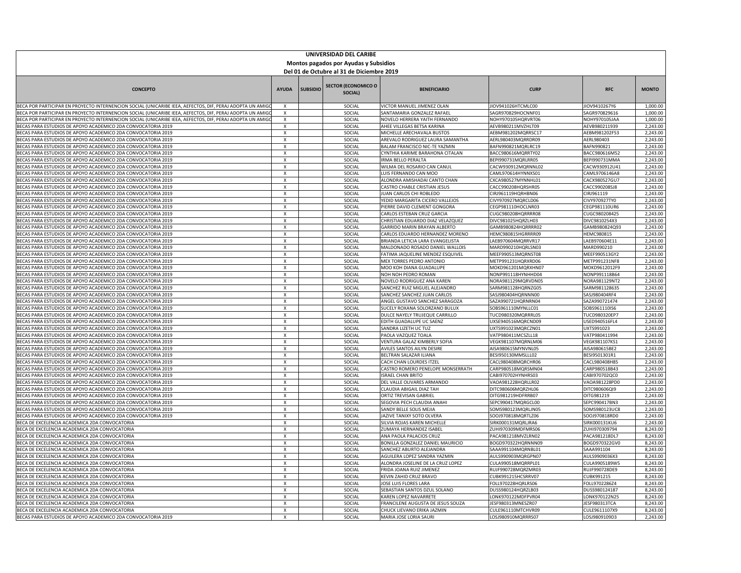# UNIVERSIDAD DEL CARIBE

## Montos pagados por Ayudas y Subsidios

### Del 01 de Octubre al 31 de Diciembre 2019

| CONCEPTO | AYUDA | SUBSIDIO | SECTOR (ECONOMICO O SOCIAL) | BENEFICIARIO | CURP | RFC | MONTO |
|---|---|---|---|---|---|---|---|
| BECA POR PARTICIPAR EN PROYECTO INTERNENCION SOCIAL (UNICARIBE IEEA, AEFECTOS, DIF, PERAJ ADOPTA UN AMIGO | X | | SOCIAL | VICTOR MANUEL JIMENEZ OLAN | JIOV941026HTCMLC00 | JIOV9410267Y6 | 1,000.00 |
| BECA POR PARTICIPAR EN PROYECTO INTERNENCION SOCIAL (UNICARIBE IEEA, AEFECTOS, DIF, PERAJ ADOPTA UN AMIGO | X | | SOCIAL | SANTAMARIA GONZALEZ RAFAEL | SAGR970829HOCNNF01 | SAGR970829616 | 1,000.00 |
| BECA POR PARTICIPAR EN PROYECTO INTERNENCION SOCIAL (UNICARIBE IEEA, AEFECTOS, DIF, PERAJ ADOPTA UN AMIGO | X | | SOCIAL | NOVELO HERRERA YAITH FERNANDO | NOHY970105HQRVRT06 | NOHY970105JAA | 1,000.00 |
| BECAS PARA ESTUDIOS DE APOYO ACADEMICO 2DA CONVOCATORIA 2019 | X | | SOCIAL | AHEE VILLEGAS BETSA KARINA | AEVB980211MVZHLT09 | AEVB980211939 | 2,243.00 |
| BECAS PARA ESTUDIOS DE APOYO ACADEMICO 2DA CONVOCATORIA 2019 | X | | SOCIAL | MICHELLE ARECHAVALA BUSTOS | AEBM981202MQRRSC17 | AEBM981202F53 | 2,243.00 |
| BECAS PARA ESTUDIOS DE APOYO ACADEMICO 2DA CONVOCATORIA 2019 | X | | SOCIAL | AREVALO RODRIGUEZ LAURA SAMANTHA | AERL980403MQRRDR09 | AERL980403 | 2,243.00 |
| BECAS PARA ESTUDIOS DE APOYO ACADEMICO 2DA CONVOCATORIA 2019 | X | | SOCIAL | BALAM FRANCISCO NIC-TE YAZMIN | BAFN990821MQRLRC19 | BAFN990821 | 2,243.00 |
| BECAS PARA ESTUDIOS DE APOYO ACADEMICO 2DA CONVOCATORIA 2019 | X | | SOCIAL | CYNTHIA KARIME BARAHONA CITALAN | BACC980616MQRRTY02 | BACC980616M52 | 2,243.00 |
| BECAS PARA ESTUDIOS DE APOYO ACADEMICO 2DA CONVOCATORIA 2019 | X | | SOCIAL | IRMA BELLO PERALTA | BEPI990731MQRLRR05 | BEPI990731MMA | 2,243.00 |
| BECAS PARA ESTUDIOS DE APOYO ACADEMICO 2DA CONVOCATORIA 2019 | X | | SOCIAL | WILMA DEL ROSARIO CAN CANUL | CACW930912MQRNNL02 | CACW930912U41 | 2,243.00 |
| BECAS PARA ESTUDIOS DE APOYO ACADEMICO 2DA CONVOCATORIA 2019 | X | | SOCIAL | LUIS FERNANDO CAN MOO | CAML970614HYNNXS01 | CAML9706146A8 | 2,243.00 |
| BECAS PARA ESTUDIOS DE APOYO ACADEMICO 2DA CONVOCATORIA 2019 | X | | SOCIAL | ALONDRA AMISHADAI CANTO CHAN | CXCA980527MYNNHL01 | CACX980527GU7 | 2,243.00 |
| BECAS PARA ESTUDIOS DE APOYO ACADEMICO 2DA CONVOCATORIA 2019 | X | | SOCIAL | CASTRO CHABLE CRISTIAN JESUS | CACC990208HQRSHR05 | CACC990208SJ8 | 2,243.00 |
| BECAS PARA ESTUDIOS DE APOYO ACADEMICO 2DA CONVOCATORIA 2019 | X | | SOCIAL | JUAN CARLOS CHI ROBLEDO | CIRJ961119HQRHBN06 | CIRJ961119 | 2,243.00 |
| BECAS PARA ESTUDIOS DE APOYO ACADEMICO 2DA CONVOCATORIA 2019 | X | | SOCIAL | YEDID MARGARITA CICERO VALLEJOS | CIVY970927MQRCLD06 | CIVY970927TY0 | 2,243.00 |
| BECAS PARA ESTUDIOS DE APOYO ACADEMICO 2DA CONVOCATORIA 2019 | X | | SOCIAL | PIERRE DAVID CLEMENT GONGORA | CEGP981110HOCLNR03 | CEGP981110UR6 | 2,243.00 |
| BECAS PARA ESTUDIOS DE APOYO ACADEMICO 2DA CONVOCATORIA 2019 | X | | SOCIAL | CARLOS ESTEBAN CRUZ GARCIA | CUGC980208HQRRRR08 | CUGC980208425 | 2,243.00 |
| BECAS PARA ESTUDIOS DE APOYO ACADEMICO 2DA CONVOCATORIA 2019 | X | | SOCIAL | CHRISTIAN EDUARDO DIAZ VELAZQUEZ | DIVC981025HQRZLH03 | DIVC9810254X3 | 2,243.00 |
| BECAS PARA ESTUDIOS DE APOYO ACADEMICO 2DA CONVOCATORIA 2019 | X | | SOCIAL | GARRIDO MARIN BRAYAN ALBERTO | GAMB980824HQRRRR02 | GAMB980824Q93 | 2,243.00 |
| BECAS PARA ESTUDIOS DE APOYO ACADEMICO 2DA CONVOCATORIA 2019 | X | | SOCIAL | CARLOS EDUARDO HERNANDEZ MORENO | HEMC980815HGRRRR09 | HEMC980815 | 2,243.00 |
| BECAS PARA ESTUDIOS DE APOYO ACADEMICO 2DA CONVOCATORIA 2019 | X | | SOCIAL | BRIANDA LETICIA LARA EVANGELISTA | LAEB970604MQRRVR17 | LAEB970604E11 | 2,243.00 |
| BECAS PARA ESTUDIOS DE APOYO ACADEMICO 2DA CONVOCATORIA 2019 | X | | SOCIAL | MALDONADO ROSADO DANIEL WALLOIS | MARD990210HQRLSN03 | MARD990210 | 2,243.00 |
| BECAS PARA ESTUDIOS DE APOYO ACADEMICO 2DA CONVOCATORIA 2019 | X | | SOCIAL | FATIMA JAQUELINE MENDEZ ESQUIVEL | MEEF990513MQRNST08 | MEEF990513GY2 | 2,243.00 |
| BECAS PARA ESTUDIOS DE APOYO ACADEMICO 2DA CONVOCATORIA 2019 | X | | SOCIAL | MEX TORRES PEDRO ANTONIO | METP991231HQRXRD06 | METP991231NF8 | 2,243.00 |
| BECAS PARA ESTUDIOS DE APOYO ACADEMICO 2DA CONVOCATORIA 2019 | X | | SOCIAL | MOO KOH DIANA GUADALUPE | MOKD961201MQRXHN07 | MOKD9612012F9 | 2,243.00 |
| BECAS PARA ESTUDIOS DE APOYO ACADEMICO 2DA CONVOCATORIA 2019 | X | | SOCIAL | NOH NOH PEDRO ROMAN | NONP991118HYNHHD04 | NONP991118B64 | 2,243.00 |
| BECAS PARA ESTUDIOS DE APOYO ACADEMICO 2DA CONVOCATORIA 2019 | X | | SOCIAL | NOVELO RODRIGUEZ ANA KAREN | NORA981129MQRVDN05 | NORA981129NT2 | 2,243.00 |
| BECAS PARA ESTUDIOS DE APOYO ACADEMICO 2DA CONVOCATORIA 2019 | X | | SOCIAL | SANCHEZ RUIZ MIGUEL ALEJANDRO | SARM981128HQRNZG05 | SARM981128635 | 2,243.00 |
| BECAS PARA ESTUDIOS DE APOYO ACADEMICO 2DA CONVOCATORIA 2019 | X | | SOCIAL | SANCHEZ SANCHEZ JUAN CARLOS | SASJ980404HQRNNN00 | SASJ980404RF4 | 2,243.00 |
| BECAS PARA ESTUDIOS DE APOYO ACADEMICO 2DA CONVOCATORIA 2019 | X | | SOCIAL | ANGEL GUSTAVO SANCHEZ SARAGOZA | SAZA990721HQRNRN04 | SAZA990721474 | 2,243.00 |
| BECAS PARA ESTUDIOS DE APOYO ACADEMICO 2DA CONVOCATORIA 2019 | X | | SOCIAL | SUCELY ROXANA SOLORZANO BULUX | SOBS961110MYNLLC01 | SOBS961110IS6 | 2,243.00 |
| BECAS PARA ESTUDIOS DE APOYO ACADEMICO 2DA CONVOCATORIA 2019 | X | | SOCIAL | DULCE NAYELY TRUJEQUE CARRILLO | TUCD980320MQRRRL05 | TUCD980320EP7 | 2,243.00 |
| BECAS PARA ESTUDIOS DE APOYO ACADEMICO 2DA CONVOCATORIA 2019 | X | | SOCIAL | EDITH GUADALUPE UC SAENZ | UXSE940516MQRCND09 | USED940516FL4 | 2,243.00 |
| BECAS PARA ESTUDIOS DE APOYO ACADEMICO 2DA CONVOCATORIA 2019 | X | | SOCIAL | SANDRA LIZETH UC TUZ | UXTS991023MQRCZN01 | UXTS991023 | 2,243.00 |
| BECAS PARA ESTUDIOS DE APOYO ACADEMICO 2DA CONVOCATORIA 2019 | X | | SOCIAL | PAOLA VAZQUEZ TOALA | VATP980411MCSZLL18 | VATP980411994 | 2,243.00 |
| BECAS PARA ESTUDIOS DE APOYO ACADEMICO 2DA CONVOCATORIA 2019 | X | | SOCIAL | VENTURA GALAZ KIMBERLY SOFIA | VEGK981107MQRNLM06 | VEGK981107KS1 | 2,243.00 |
| BECAS PARA ESTUDIOS DE APOYO ACADEMICO 2DA CONVOCATORIA 2019 | X | | SOCIAL | AVILES SANTOS AILYN DESIRE | AISA980615MYNVNL05 | AISA980615BE2 | 2,243.00 |
| BECAS PARA ESTUDIOS DE APOYO ACADEMICO 2DA CONVOCATORIA 2019 | X | | SOCIAL | BELTRAN SALAZAR ILIANA | BESI950130MMSLLL02 | BESI9501301R1 | 2,243.00 |
| BECAS PARA ESTUDIOS DE APOYO ACADEMICO 2DA CONVOCATORIA 2019 | X | | SOCIAL | CACH CHAN LOURDES ITZEL | CACL980408MQRCHR06 | CACL980408H85 | 2,243.00 |
| BECAS PARA ESTUDIOS DE APOYO ACADEMICO 2DA CONVOCATORIA 2019 | X | | SOCIAL | CASTRO ROMERO PENELOPE MONSERRATH | CARP980518MQRSMN04 | CARP980518B43 | 2,243.00 |
| BECAS PARA ESTUDIOS DE APOYO ACADEMICO 2DA CONVOCATORIA 2019 | X | | SOCIAL | ISRAEL CHAN BRITO | CABI970702HYNHRS03 | CABI970702QC0 | 2,243.00 |
| BECAS PARA ESTUDIOS DE APOYO ACADEMICO 2DA CONVOCATORIA 2019 | X | | SOCIAL | DEL VALLE OLIVARES ARMANDO | VAOA981228HQRLLR02 | VAOA981228PD0 | 2,243.00 |
| BECAS PARA ESTUDIOS DE APOYO ACADEMICO 2DA CONVOCATORIA 2019 | X | | SOCIAL | CLAUDIA ABIGAIL DIAZ TAH | DITC980606MQRZHL06 | DITC980606QI9 | 2,243.00 |
| BECAS PARA ESTUDIOS DE APOYO ACADEMICO 2DA CONVOCATORIA 2019 | X | | SOCIAL | ORTIZ TREVISAN GABRIEL | OITG981219HDFRRB07 | OITG981219 | 2,243.00 |
| BECAS PARA ESTUDIOS DE APOYO ACADEMICO 2DA CONVOCATORIA 2019 | X | | SOCIAL | SEGOVIA PECH CLAUDIA ANAHI | SEPC990417MQRGCL00 | SEPC990417BN3 | 2,243.00 |
| BECAS PARA ESTUDIOS DE APOYO ACADEMICO 2DA CONVOCATORIA 2019 | X | | SOCIAL | SANDY BELLE SOLIS MEJIA | SOMS980123MQRLJN05 | SOMS980123UC8 | 2,243.00 |
| BECAS PARA ESTUDIOS DE APOYO ACADEMICO 2DA CONVOCATORIA 2019 | X | | SOCIAL | JAZIVE TANIXY SOTO OLVERA | SOOJ970818MQRTLZ06 | SOOJ970818RD0 | 2,243.00 |
| BECA DE EXCELENCIA ACADEMICA 2DA CONVOCATORIA | X | | SOCIAL | SILVIA ROJAS KAREN MICHELLE | SIRK000131MQRLJRA6 | SIRK000131KU6 | 2,243.00 |
| BECA DE EXCELENCIA ACADEMICA 2DA CONVOCATORIA | X | | SOCIAL | ZUMAYA HERNANDEZ ISABEL | ZUHI970309MDFMRS06 | ZUHI970309794 | 8,243.00 |
| BECA DE EXCELENCIA ACADEMICA 2DA CONVOCATORIA | X | | SOCIAL | ANA PAOLA PALACIOS CRUZ | PACA981218MVZLRN02 | PACA981218DL7 | 8,243.00 |
| BECA DE EXCELENCIA ACADEMICA 2DA CONVOCATORIA | X | | SOCIAL | BONILLA GONZALEZ DANIEL MAURICIO | BOGD970322HQRNNN09 | BOGD970322GV0 | 8,243.00 |
| BECA DE EXCELENCIA ACADEMICA 2DA CONVOCATORIA | X | | SOCIAL | SANCHEZ ABURTO ALEJANDRA | SAAA991104MQRNBL01 | SAAA991104 | 8,243.00 |
| BECA DE EXCELENCIA ACADEMICA 2DA CONVOCATORIA | X | | SOCIAL | AGUILERA LOPEZ SANDRA YAZMIN | AULS990903MQRGPN07 | AULS9909036X3 | 8,243.00 |
| BECA DE EXCELENCIA ACADEMICA 2DA CONVOCATORIA | X | | SOCIAL | ALONDRA JOSELINE DE LA CRUZ LOPEZ | CULA990518MQRRPL01 | CULA9905189W5 | 8,243.00 |
| BECA DE EXCELENCIA ACADEMICA 2DA CONVOCATORIA | X | | SOCIAL | FRIDA JOANA RUIZ JIMENEZ | RUJF990728MQRZMR03 | RUJF990728DE9 | 8,243.00 |
| BECA DE EXCELENCIA ACADEMICA 2DA CONVOCATORIA | X | | SOCIAL | KEVIN ZAHID CRUZ BRAVO | CUBK991215HCSRRV07 | CUBK991215 | 8,243.00 |
| BECA DE EXCELENCIA ACADEMICA 2DA CONVOCATORIA | X | | SOCIAL | JOSE LUIS FLORES LARA | FOLL970228HQRLRS06 | FOLL9702286Z4 | 8,243.00 |
| BECA DE EXCELENCIA ACADEMICA 2DA CONVOCATORIA | X | | SOCIAL | SEBASTIAN SANTOS DZUL SOLANO | DUSS980124HQRZLB03 | DUSS980124187 | 8,243.00 |
| BECA DE EXCELENCIA ACADEMICA 2DA CONVOCATORIA | X | | SOCIAL | KAREN LOPEZ NAVARRETE | LONK970122MDFPVR04 | LONK970122N25 | 8,243.00 |
| BECA DE EXCELENCIA ACADEMICA 2DA CONVOCATORIA | X | | SOCIAL | FRANCILENE AUGUSTA DE JESUS SOUZA | JESF980313MNESZR07 | JESF980313TCA | 8,243.00 |
| BECA DE EXCELENCIA ACADEMICA 2DA CONVOCATORIA | X | | SOCIAL | CHUCK LIEVANO ERIKA JAZMIN | CULE961110MTCHVR09 | CULE9611107X9 | 8,243.00 |
| BECAS PARA ESTUDIOS DE APOYO ACADEMICO 2DA CONVOCATORIA 2019 | X | | SOCIAL | MARIA JOSE LORIA SAURI | LOSJ980910MQRRRS07 | LOSJ9809109D3 | 2,243.00 |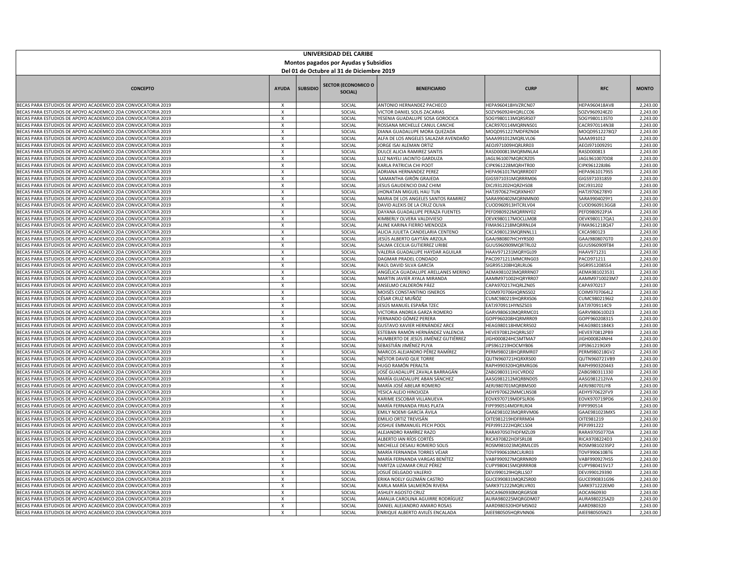| UNIVERSIDAD DEL CARIBE | | | | | | | |
|---|---|---|---|---|---|---|---|
| Montos pagados por Ayudas y Subsidios | | | | | | | |
| Del 01 de Octubre al 31 de Diciembre 2019 | | | | | | | |
| **CONCEPTO** | **AYUDA** | **SUBSIDIO** | **SECTOR (ECONOMICO O SOCIAL)** | **BENEFICIARIO** | **CURP** | **RFC** | **MONTO** |
| BECAS PARA ESTUDIOS DE APOYO ACADEMICO 2DA CONVOCATORIA 2019 | X | | SOCIAL | ANTONIO HERNANDEZ PACHECO | HEPA960418HVZRCN07 | HEPA960418AV8 | 2,243.00 |
| BECAS PARA ESTUDIOS DE APOYO ACADEMICO 2DA CONVOCATORIA 2019 | X | | SOCIAL | VICTOR DANIEL SOLIS ZACARIAS | SOZV960924HQRLCC06 | SOZV960924EZ0 | 2,243.00 |
| BECAS PARA ESTUDIOS DE APOYO ACADEMICO 2DA CONVOCATORIA 2019 | X | | SOCIAL | YESENIA GUADALUPE SOSA GOROCICA | SOGY980113MQRSRS07 | SOGY980113ST0 | 2,243.00 |
| BECAS PARA ESTUDIOS DE APOYO ACADEMICO 2DA CONVOCATORIA 2019 | X | | SOCIAL | ROSSANA MICHELLE CANUL CANCHE | CACR970114MQRNNS01 | CACR970114N38 | 2,243.00 |
| BECAS PARA ESTUDIOS DE APOYO ACADEMICO 2DA CONVOCATORIA 2019 | X | | SOCIAL | DIANA GUADALUPE MORA QUEZADA | MOQD951227MDFRZN04 | MOQD9512278Q7 | 2,243.00 |
| BECAS PARA ESTUDIOS DE APOYO ACADEMICO 2DA CONVOCATORIA 2019 | X | | SOCIAL | ALFA DE LOS ANGELES SALAZAR AVENDAÑO | SAAA991012MQRLVL06 | SAAA991012 | 2,243.00 |
| BECAS PARA ESTUDIOS DE APOYO ACADEMICO 2DA CONVOCATORIA 2019 | X | | SOCIAL | JORGE ISAI ALEMAN ORTIZ | AEOJ971009HQRLRR03 | AEOJ971009291 | 2,243.00 |
| BECAS PARA ESTUDIOS DE APOYO ACADEMICO 2DA CONVOCATORIA 2019 | X | | SOCIAL | DULCE ALICIA RAMIREZ SANTIS | RASD000813MQRMNLA4 | RASD000813 | 2,243.00 |
| BECAS PARA ESTUDIOS DE APOYO ACADEMICO 2DA CONVOCATORIA 2019 | X | | SOCIAL | LUZ NAYELI JACINTO GARDUZA | JAGL961007MQRCRZ05 | JAGL961007DD8 | 2,243.00 |
| BECAS PARA ESTUDIOS DE APOYO ACADEMICO 2DA CONVOCATORIA 2019 | X | | SOCIAL | KARLA PATRICIA CHI POOT | CIPK961228MQRHTR00 | CIPK961228JB6 | 2,243.00 |
| BECAS PARA ESTUDIOS DE APOYO ACADEMICO 2DA CONVOCATORIA 2019 | X | | SOCIAL | ADRIANA HERNANDEZ PEREZ | HEPA961017MQRRRD07 | HEPA9610179S5 | 2,243.00 |
| BECAS PARA ESTUDIOS DE APOYO ACADEMICO 2DA CONVOCATORIA 2019 | X | | SOCIAL | SAMANTHA GIRÓN GRAJEDA | GIGS971031MQRRRM06 | GIGS9710318S9 | 2,243.00 |
| BECAS PARA ESTUDIOS DE APOYO ACADEMICO 2DA CONVOCATORIA 2019 | X | | SOCIAL | JESUS GAUDENCIO DIAZ CHIM | DICJ931202HQRZHS08 | DICJ931202 | 2,243.00 |
| BECAS PARA ESTUDIOS DE APOYO ACADEMICO 2DA CONVOCATORIA 2019 | X | | SOCIAL | JHONATAN MIGUEL HAU TUN | HATJ970627HQRXNH07 | HATJ9706278Y0 | 2,243.00 |
| BECAS PARA ESTUDIOS DE APOYO ACADEMICO 2DA CONVOCATORIA 2019 | X | | SOCIAL | MARIA DE LOS ANGELES SANTOS RAMIREZ | SARA990402MQRNMN00 | SARA9904029Y1 | 2,243.00 |
| BECAS PARA ESTUDIOS DE APOYO ACADEMICO 2DA CONVOCATORIA 2019 | X | | SOCIAL | DAVID ALEXIS DE LA CRUZ OLIVA | CUOD960913HTCRLV04 | CUOD960913GG8 | 2,243.00 |
| BECAS PARA ESTUDIOS DE APOYO ACADEMICO 2DA CONVOCATORIA 2019 | X | | SOCIAL | DAYANA GUADALUPE PERAZA FUENTES | PEFD980922MQRRNY02 | PEFD980922PJA | 2,243.00 |
| BECAS PARA ESTUDIOS DE APOYO ACADEMICO 2DA CONVOCATORIA 2019 | X | | SOCIAL | KIMBERLY OLVERA VALDIVIESO | OEVK980117MOCLLM08 | OEVK980117QA1 | 2,243.00 |
| BECAS PARA ESTUDIOS DE APOYO ACADEMICO 2DA CONVOCATORIA 2019 | X | | SOCIAL | ALINE KARINA FIERRO MENDOZA | FIMA961218MQRRNL04 | FIMA961218Q47 | 2,243.00 |
| BECAS PARA ESTUDIOS DE APOYO ACADEMICO 2DA CONVOCATORIA 2019 | X | | SOCIAL | ALICIA JULIETA CANDELARIA CENTENO | CXCA980123MQRNNL11 | CXCA980123 | 2,243.00 |
| BECAS PARA ESTUDIOS DE APOYO ACADEMICO 2DA CONVOCATORIA 2019 | X | | SOCIAL | JESÚS ALBERTO GAYTÁN ARZOLA | GAAJ980807HCHYRS00 | GAAJ980807GT0 | 2,243.00 |
| BECAS PARA ESTUDIOS DE APOYO ACADEMICO 2DA CONVOCATORIA 2019 | X | | SOCIAL | SALMA CECILIA GUTIERREZ URIBE | GUUS960909MQRTRL02 | GUUS960909T84 | 2,243.00 |
| BECAS PARA ESTUDIOS DE APOYO ACADEMICO 2DA CONVOCATORIA 2019 | X | | SOCIAL | VALERIA GUADALUPE HAYDAR AGUILAR | HAAV971231MQRYGL09 | HAAV971231 | 2,243.00 |
| BECAS PARA ESTUDIOS DE APOYO ACADEMICO 2DA CONVOCATORIA 2019 | X | | SOCIAL | DAGMAR PRADEL CONDADO | PACD971211MMCRNG03 | PACD971211 | 2,243.00 |
| BECAS PARA ESTUDIOS DE APOYO ACADEMICO 2DA CONVOCATORIA 2019 | X | | SOCIAL | RAÚL DAVID SILVA GARCÍA | SIGR951208HQRLRL06 | SIGR9512085S4 | 2,243.00 |
| BECAS PARA ESTUDIOS DE APOYO ACADEMICO 2DA CONVOCATORIA 2019 | X | | SOCIAL | ANGÉLICA GUADALUPE ARELLANES MERINO | AEMA981023MQRRRN07 | AEMA981023531 | 2,243.00 |
| BECAS PARA ESTUDIOS DE APOYO ACADEMICO 2DA CONVOCATORIA 2019 | X | | SOCIAL | MARTIN JAVIER AYALA MIRANDA | AAMM971002HQRYRR07 | AAMM9710023M7 | 2,243.00 |
| BECAS PARA ESTUDIOS DE APOYO ACADEMICO 2DA CONVOCATORIA 2019 | X | | SOCIAL | ANSELMO CALDERÓN PÁEZ | CAPA970217HQRLZN05 | CAPA970217 | 2,243.00 |
| BECAS PARA ESTUDIOS DE APOYO ACADEMICO 2DA CONVOCATORIA 2019 | X | | SOCIAL | MOISÉS CONSTANTINO ISNEROS | COIM970706HQRNSS02 | COIM9707064L2 | 2,243.00 |
| BECAS PARA ESTUDIOS DE APOYO ACADEMICO 2DA CONVOCATORIA 2019 | X | | SOCIAL | CÉSAR CRUZ MUÑÓZ | CUMC980219HQRRXS06 | CUMC9802196I2 | 2,243.00 |
| BECAS PARA ESTUDIOS DE APOYO ACADEMICO 2DA CONVOCATORIA 2019 | X | | SOCIAL | JESÚS MANUEL ESPAÑA TZEC | EATJ970911HYNSZS03 | EATJ9709114C9 | 2,243.00 |
| BECAS PARA ESTUDIOS DE APOYO ACADEMICO 2DA CONVOCATORIA 2019 | X | | SOCIAL | VICTORIA ANDREA GARZA ROMERO | GARV980610MQRRMC01 | GARV980610D23 | 2,243.00 |
| BECAS PARA ESTUDIOS DE APOYO ACADEMICO 2DA CONVOCATORIA 2019 | X | | SOCIAL | FERNANDO GÓMEZ PERERA | GOPF960208HQRMRR09 | GOPF960208315 | 2,243.00 |
| BECAS PARA ESTUDIOS DE APOYO ACADEMICO 2DA CONVOCATORIA 2019 | X | | SOCIAL | GUSTAVO XAVIER HERNÁNDEZ ARCE | HEAG980118HMCRRS02 | HEAG9801184K3 | 2,243.00 |
| BECAS PARA ESTUDIOS DE APOYO ACADEMICO 2DA CONVOCATORIA 2019 | X | | SOCIAL | ESTEBAN RAMÓN HERNÁNDEZ VALENCIA | HEVE970812HQRRLS07 | HEVE970812PB9 | 2,243.00 |
| BECAS PARA ESTUDIOS DE APOYO ACADEMICO 2DA CONVOCATORIA 2019 | X | | SOCIAL | HUMBERTO DE JESÚS JIMÉNEZ GUTIÉRREZ | JIGH000824HCSMTMA7 | JIGH000824NH4 | 2,243.00 |
| BECAS PARA ESTUDIOS DE APOYO ACADEMICO 2DA CONVOCATORIA 2019 | X | | SOCIAL | SEBASTIÁN JIMÉNEZ PUYA | JIPS961219HOCMYB06 | JIPS961219GX9 | 2,243.00 |
| BECAS PARA ESTUDIOS DE APOYO ACADEMICO 2DA CONVOCATORIA 2019 | X | | SOCIAL | MARCOS ALEJANDRO PÉREZ RAMÍREZ | PERM980218HQRRMR07 | PERM980218GV2 | 2,243.00 |
| BECAS PARA ESTUDIOS DE APOYO ACADEMICO 2DA CONVOCATORIA 2019 | X | | SOCIAL | NÉSTOR DAVID QUE TORRE | QUTN960721HQRXRS00 | QUTN960721VB9 | 2,243.00 |
| BECAS PARA ESTUDIOS DE APOYO ACADEMICO 2DA CONVOCATORIA 2019 | X | | SOCIAL | HUGO RAMÓN PERALTA | RAPH990320HQRMRG06 | RAPH990320443 | 2,243.00 |
| BECAS PARA ESTUDIOS DE APOYO ACADEMICO 2DA CONVOCATORIA 2019 | X | | SOCIAL | JOSÉ GUADALUPE ZAVALA BARRAGÁN | ZABG980311HJCVRD02 | ZABG980311330 | 2,243.00 |
| BECAS PARA ESTUDIOS DE APOYO ACADEMICO 2DA CONVOCATORIA 2019 | X | | SOCIAL | MARÍA GUADALUPE ABAN SÁNCHEZ | AASG981212MQRBND05 | AASG981212IVA | 2,243.00 |
| BECAS PARA ESTUDIOS DE APOYO ACADEMICO 2DA CONVOCATORIA 2019 | X | | SOCIAL | MARÍA JOSÉ ABELAR ROMERO | AERJ980701MQRBMS00 | AERJ980701JY8 | 2,243.00 |
| BECAS PARA ESTUDIOS DE APOYO ACADEMICO 2DA CONVOCATORIA 2019 | X | | SOCIAL | YESICA ALEJO HINOJOZA | AEHY970622MMCLNS08 | AEHY970622FV9 | 2,243.00 |
| BECAS PARA ESTUDIOS DE APOYO ACADEMICO 2DA CONVOCATORIA 2019 | X | | SOCIAL | KARIME ESCOBAR VILLANUEVA | EOVK970719MDFSLR06 | EOVK970719PD6 | 2,243.00 |
| BECAS PARA ESTUDIOS DE APOYO ACADEMICO 2DA CONVOCATORIA 2019 | X | | SOCIAL | MARÍA FERNANDA FRIAS PLATA | FIPF990514MDFRLR04 | FIPF990514 | 2,243.00 |
| BECAS PARA ESTUDIOS DE APOYO ACADEMICO 2DA CONVOCATORIA 2019 | X | | SOCIAL | EMILY NOEMI GARCÍA ÁVILA | GAAE981023MQRRVM06 | GAAE981023MX5 | 2,243.00 |
| BECAS PARA ESTUDIOS DE APOYO ACADEMICO 2DA CONVOCATORIA 2019 | X | | SOCIAL | EMILIO ORTIZ TREVISÁN | OITE981219HDFRRM04 | OITE981219 | 2,243.00 |
| BECAS PARA ESTUDIOS DE APOYO ACADEMICO 2DA CONVOCATORIA 2019 | X | | SOCIAL | JOSHUE EMMANUEL PECH POOL | PEPJ991222HQRCLS04 | PEPJ991222 | 2,243.00 |
| BECAS PARA ESTUDIOS DE APOYO ACADEMICO 2DA CONVOCATORIA 2019 | X | | SOCIAL | ALEJANDRO RAMÍREZ RAZO | RARA970507HDFMZL09 | RARA9705077DA | 2,243.00 |
| BECAS PARA ESTUDIOS DE APOYO ACADEMICO 2DA CONVOCATORIA 2019 | X | | SOCIAL | ALBERTO IAN RÍOS CORTÉS | RICA970822HDFSRL08 | RICA9708224D3 | 2,243.00 |
| BECAS PARA ESTUDIOS DE APOYO ACADEMICO 2DA CONVOCATORIA 2019 | X | | SOCIAL | MICHELLE DESAILI ROMERO SOLIS | ROSM981023MQRMLC05 | ROSM981023SP2 | 2,243.00 |
| BECAS PARA ESTUDIOS DE APOYO ACADEMICO 2DA CONVOCATORIA 2019 | X | | SOCIAL | MARÍA FERNANDA TORRES VÉJAR | TOVF990610MCLRJR03 | TOVF990610BT6 | 2,243.00 |
| BECAS PARA ESTUDIOS DE APOYO ACADEMICO 2DA CONVOCATORIA 2019 | X | | SOCIAL | MARÍA FERNANDA VARGAS BENÍTEZ | VABF990927MQRRNR09 | VABF990927HS5 | 2,243.00 |
| BECAS PARA ESTUDIOS DE APOYO ACADEMICO 2DA CONVOCATORIA 2019 | X | | SOCIAL | YARITZA LIZAMAR CRUZ PÉREZ | CUPY980415MQRRRR08 | CUPY980415V17 | 2,243.00 |
| BECAS PARA ESTUDIOS DE APOYO ACADEMICO 2DA CONVOCATORIA 2019 | X | | SOCIAL | JOSUÉ DELGADO VALERIO | DEVJ990129HQRLLS07 | DEVJ990129390 | 2,243.00 |
| BECAS PARA ESTUDIOS DE APOYO ACADEMICO 2DA CONVOCATORIA 2019 | X | | SOCIAL | ERIKA NOELY GUZMÁN CASTRO | GUCE990831MQRZSR00 | GUCE990831G96 | 2,243.00 |
| BECAS PARA ESTUDIOS DE APOYO ACADEMICO 2DA CONVOCATORIA 2019 | X | | SOCIAL | KARLA MARÍA SALMERÓN RIVERA | SARK971222MQRLVR01 | SARK971222EM0 | 2,243.00 |
| BECAS PARA ESTUDIOS DE APOYO ACADEMICO 2DA CONVOCATORIA 2019 | X | | SOCIAL | ASHLEY AGOSTO CRUZ | AOCA960930MQRGRS08 | AOCA960930 | 2,243.00 |
| BECAS PARA ESTUDIOS DE APOYO ACADEMICO 2DA CONVOCATORIA 2019 | X | | SOCIAL | AMALIA CAROLINA AGUIRRE RODRÍGUEZ | AURA980225MQRGDM07 | AURA980225AZ0 | 2,243.00 |
| BECAS PARA ESTUDIOS DE APOYO ACADEMICO 2DA CONVOCATORIA 2019 | X | | SOCIAL | DANIEL ALEJANDRO AMARO ROSAS | AARD980320HDFMSN02 | AARD980320 | 2,243.00 |
| BECAS PARA ESTUDIOS DE APOYO ACADEMICO 2DA CONVOCATORIA 2019 | X | | SOCIAL | ENRIQUE ALBERTO AVILÉS ENCALADA | AIEE980505HQRVNN06 | AIEE980505NZ3 | 2,243.00 |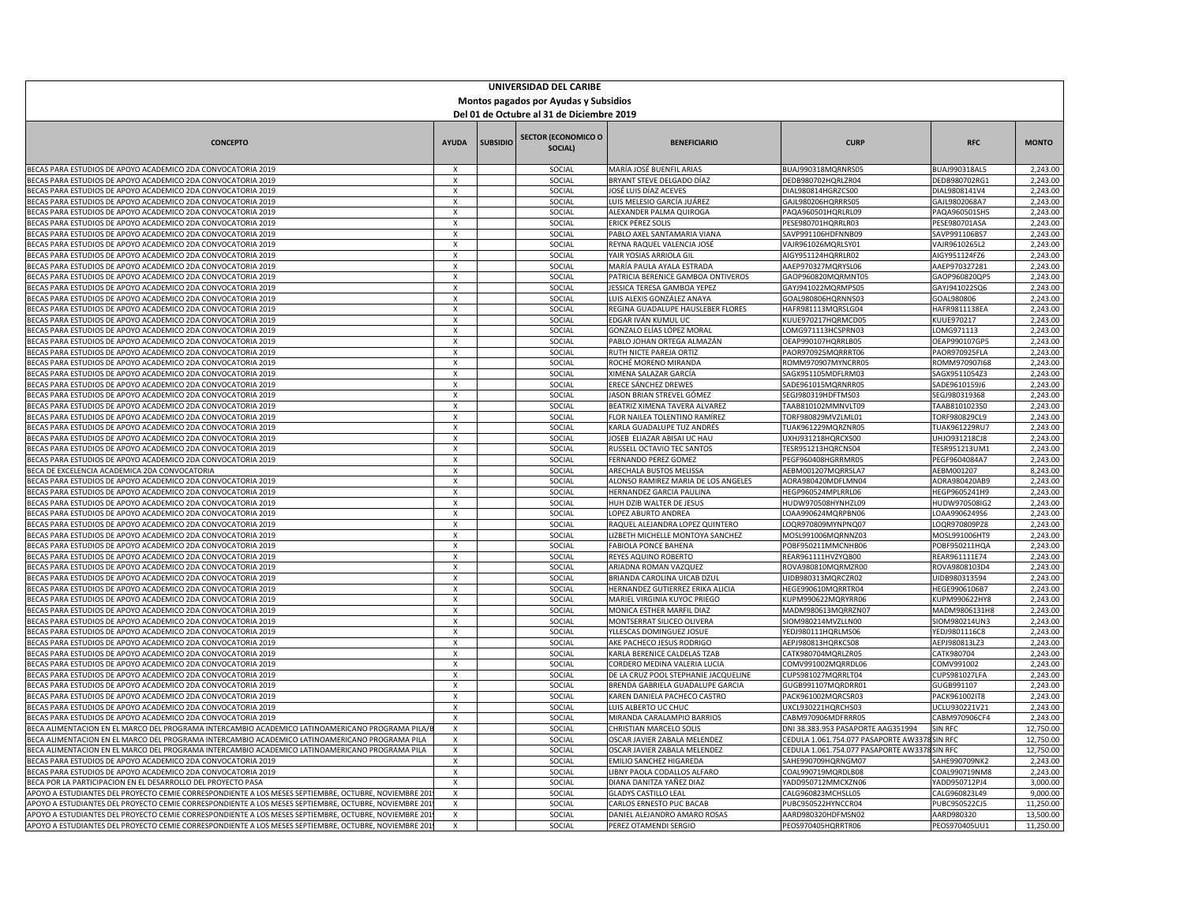**UNIVERSIDAD DEL CARIBE**

**Montos pagados por Ayudas y Subsidios**

**Del 01 de Octubre al 31 de Diciembre 2019**

| CONCEPTO | AYUDA | SUBSIDIO | SECTOR (ECONOMICO O SOCIAL) | BENEFICIARIO | CURP | RFC | MONTO |
|---|---|---|---|---|---|---|---|
| BECAS PARA ESTUDIOS DE APOYO ACADEMICO 2DA CONVOCATORIA 2019 | X | | SOCIAL | MARÍA JOSÉ BUENFIL ARIAS | BUAJ990318MQRNRS05 | BUAJ990318AL5 | 2,243.00 |
| BECAS PARA ESTUDIOS DE APOYO ACADEMICO 2DA CONVOCATORIA 2019 | X | | SOCIAL | BRYANT STEVE DELGADO DÍAZ | DEDB980702HQRLZR04 | DEDB980702RG1 | 2,243.00 |
| BECAS PARA ESTUDIOS DE APOYO ACADEMICO 2DA CONVOCATORIA 2019 | X | | SOCIAL | JOSÉ LUIS DÍAZ ACEVES | DIAL980814HGRZCS00 | DIAL9808141V4 | 2,243.00 |
| BECAS PARA ESTUDIOS DE APOYO ACADEMICO 2DA CONVOCATORIA 2019 | X | | SOCIAL | LUIS MELESIO GARCÍA JUÁREZ | GAJL980206HQRRRS05 | GAJL9802068A7 | 2,243.00 |
| BECAS PARA ESTUDIOS DE APOYO ACADEMICO 2DA CONVOCATORIA 2019 | X | | SOCIAL | ALEXANDER PALMA QUIROGA | PAQA960501HQRLRL09 | PAQA960501SH5 | 2,243.00 |
| BECAS PARA ESTUDIOS DE APOYO ACADEMICO 2DA CONVOCATORIA 2019 | X | | SOCIAL | ERICK PÉREZ SOLIS | PESE980701HQRRLR03 | PESE980701ASA | 2,243.00 |
| BECAS PARA ESTUDIOS DE APOYO ACADEMICO 2DA CONVOCATORIA 2019 | X | | SOCIAL | PABLO AXEL SANTAMARIA VIANA | SAVP991106HDFNNB09 | SAVP991106BS7 | 2,243.00 |
| BECAS PARA ESTUDIOS DE APOYO ACADEMICO 2DA CONVOCATORIA 2019 | X | | SOCIAL | REYNA RAQUEL VALENCIA JOSÉ | VAJR961026MQRLSY01 | VAJR9610265L2 | 2,243.00 |
| BECAS PARA ESTUDIOS DE APOYO ACADEMICO 2DA CONVOCATORIA 2019 | X | | SOCIAL | YAIR YOSIAS ARRIOLA GIL | AIGY951124HQRRLR02 | AIGY951124FZ6 | 2,243.00 |
| BECAS PARA ESTUDIOS DE APOYO ACADEMICO 2DA CONVOCATORIA 2019 | X | | SOCIAL | MARÍA PAULA AYALA ESTRADA | AAEP970327MQRYSL06 | AAEP970327281 | 2,243.00 |
| BECAS PARA ESTUDIOS DE APOYO ACADEMICO 2DA CONVOCATORIA 2019 | X | | SOCIAL | PATRICIA BERENICE GAMBOA ONTIVEROS | GAOP960820MQRMNT05 | GAOP960820QP5 | 2,243.00 |
| BECAS PARA ESTUDIOS DE APOYO ACADEMICO 2DA CONVOCATORIA 2019 | X | | SOCIAL | JESSICA TERESA GAMBOA YEPEZ | GAYJ941022MQRMPS05 | GAYJ941022SQ6 | 2,243.00 |
| BECAS PARA ESTUDIOS DE APOYO ACADEMICO 2DA CONVOCATORIA 2019 | X | | SOCIAL | LUIS ALEXIS GONZÁLEZ ANAYA | GOAL980806HQRNNS03 | GOAL980806 | 2,243.00 |
| BECAS PARA ESTUDIOS DE APOYO ACADEMICO 2DA CONVOCATORIA 2019 | X | | SOCIAL | REGINA GUADALUPE HAUSLEBER FLORES | HAFR981113MQRSLG04 | HAFR981113BEA | 2,243.00 |
| BECAS PARA ESTUDIOS DE APOYO ACADEMICO 2DA CONVOCATORIA 2019 | X | | SOCIAL | EDGAR IVÁN KUMUL UC | KUUE970217HQRMCD05 | KUUE970217 | 2,243.00 |
| BECAS PARA ESTUDIOS DE APOYO ACADEMICO 2DA CONVOCATORIA 2019 | X | | SOCIAL | GONZALO ELÍAS LÓPEZ MORAL | LOMG971113HCSPRN03 | LOMG971113 | 2,243.00 |
| BECAS PARA ESTUDIOS DE APOYO ACADEMICO 2DA CONVOCATORIA 2019 | X | | SOCIAL | PABLO JOHAN ORTEGA ALMAZÁN | OEAP990107HQRRLB05 | OEAP990107GP5 | 2,243.00 |
| BECAS PARA ESTUDIOS DE APOYO ACADEMICO 2DA CONVOCATORIA 2019 | X | | SOCIAL | RUTH NICTE PAREJA ORTIZ | PAOR970925MQRRRT06 | PAOR970925FLA | 2,243.00 |
| BECAS PARA ESTUDIOS DE APOYO ACADEMICO 2DA CONVOCATORIA 2019 | X | | SOCIAL | ROCHÉ MORENO MIRANDA | ROMM970907MYNCRR05 | ROMM970907I68 | 2,243.00 |
| BECAS PARA ESTUDIOS DE APOYO ACADEMICO 2DA CONVOCATORIA 2019 | X | | SOCIAL | XIMENA SALAZAR GARCÍA | SAGX951105MDFLRM03 | SAGX9511054Z3 | 2,243.00 |
| BECAS PARA ESTUDIOS DE APOYO ACADEMICO 2DA CONVOCATORIA 2019 | X | | SOCIAL | ERECE SÁNCHEZ DREWES | SADE961015MQRNRR05 | SADE9610159J6 | 2,243.00 |
| BECAS PARA ESTUDIOS DE APOYO ACADEMICO 2DA CONVOCATORIA 2019 | X | | SOCIAL | JASON BRIAN STREVEL GÓMEZ | SEGJ980319HDFTMS03 | SEGJ980319368 | 2,243.00 |
| BECAS PARA ESTUDIOS DE APOYO ACADEMICO 2DA CONVOCATORIA 2019 | X | | SOCIAL | BEATRIZ XIMENA TAVERA ALVAREZ | TAAB810102MMNVLT09 | TAAB8101023S0 | 2,243.00 |
| BECAS PARA ESTUDIOS DE APOYO ACADEMICO 2DA CONVOCATORIA 2019 | X | | SOCIAL | FLOR NAILEA TOLENTINO RAMÍREZ | TORF980829MVZLML01 | TORF980829CL9 | 2,243.00 |
| BECAS PARA ESTUDIOS DE APOYO ACADEMICO 2DA CONVOCATORIA 2019 | X | | SOCIAL | KARLA GUADALUPE TUZ ANDRÉS | TUAK961229MQRZNR05 | TUAK961229RU7 | 2,243.00 |
| BECAS PARA ESTUDIOS DE APOYO ACADEMICO 2DA CONVOCATORIA 2019 | X | | SOCIAL | JOSEB ELIAZAR ABISAI UC HAU | UXHJ931218HQRCXS00 | UHJO931218CJ8 | 2,243.00 |
| BECAS PARA ESTUDIOS DE APOYO ACADEMICO 2DA CONVOCATORIA 2019 | X | | SOCIAL | RUSSELL OCTAVIO TEC SANTOS | TESR951213HQRCNS04 | TESR951213UM1 | 2,243.00 |
| BECAS PARA ESTUDIOS DE APOYO ACADEMICO 2DA CONVOCATORIA 2019 | X | | SOCIAL | FERNANDO PEREZ GOMEZ | PEGF960408HGRRMR05 | PEGF9604084A7 | 2,243.00 |
| BECA DE EXCELENCIA ACADEMICA 2DA CONVOCATORIA | X | | SOCIAL | ARECHALA BUSTOS MELISSA | AEBM001207MQRRSLA7 | AEBM001207 | 8,243.00 |
| BECAS PARA ESTUDIOS DE APOYO ACADEMICO 2DA CONVOCATORIA 2019 | X | | SOCIAL | ALONSO RAMIREZ MARIA DE LOS ANGELES | AORA980420MDFLMN04 | AORA980420AB9 | 2,243.00 |
| BECAS PARA ESTUDIOS DE APOYO ACADEMICO 2DA CONVOCATORIA 2019 | X | | SOCIAL | HERNANDEZ GARCIA PAULINA | HEGP960524MPLRRL06 | HEGP9605241H9 | 2,243.00 |
| BECAS PARA ESTUDIOS DE APOYO ACADEMICO 2DA CONVOCATORIA 2019 | X | | SOCIAL | HUH DZIB WALTER DE JESUS | HUDW970508HYNHZL09 | HUDW970508IG2 | 2,243.00 |
| BECAS PARA ESTUDIOS DE APOYO ACADEMICO 2DA CONVOCATORIA 2019 | X | | SOCIAL | LOPEZ ABURTO ANDREA | LOAA990624MQRPBN06 | LOAA9906249S6 | 2,243.00 |
| BECAS PARA ESTUDIOS DE APOYO ACADEMICO 2DA CONVOCATORIA 2019 | X | | SOCIAL | RAQUEL ALEJANDRA LOPEZ QUINTERO | LOQR970809MYNPNQ07 | LOQR970809PZ8 | 2,243.00 |
| BECAS PARA ESTUDIOS DE APOYO ACADEMICO 2DA CONVOCATORIA 2019 | X | | SOCIAL | LIZBETH MICHELLE MONTOYA SANCHEZ | MOSL991006MQRNNZ03 | MOSL991006HT9 | 2,243.00 |
| BECAS PARA ESTUDIOS DE APOYO ACADEMICO 2DA CONVOCATORIA 2019 | X | | SOCIAL | FABIOLA PONCE BAHENA | POBF950211MMCNHB06 | POBF950211HQA | 2,243.00 |
| BECAS PARA ESTUDIOS DE APOYO ACADEMICO 2DA CONVOCATORIA 2019 | X | | SOCIAL | REYES AQUINO ROBERTO | REAR961111HVZYQB00 | REAR961111E74 | 2,243.00 |
| BECAS PARA ESTUDIOS DE APOYO ACADEMICO 2DA CONVOCATORIA 2019 | X | | SOCIAL | ARIADNA ROMAN VAZQUEZ | ROVA980810MQRMZR00 | ROVA9808103D4 | 2,243.00 |
| BECAS PARA ESTUDIOS DE APOYO ACADEMICO 2DA CONVOCATORIA 2019 | X | | SOCIAL | BRIANDA CAROLINA UICAB DZUL | UIDB980313MQRCZR02 | UIDB980313594 | 2,243.00 |
| BECAS PARA ESTUDIOS DE APOYO ACADEMICO 2DA CONVOCATORIA 2019 | X | | SOCIAL | HERNANDEZ GUTIERREZ ERIKA ALICIA | HEGE990610MQRRTR04 | HEGE9906106B7 | 2,243.00 |
| BECAS PARA ESTUDIOS DE APOYO ACADEMICO 2DA CONVOCATORIA 2019 | X | | SOCIAL | MARIEL VIRGINIA KUYOC PRIEGO | KUPM990622MQRYRR06 | KUPM990622HY8 | 2,243.00 |
| BECAS PARA ESTUDIOS DE APOYO ACADEMICO 2DA CONVOCATORIA 2019 | X | | SOCIAL | MONICA ESTHER MARFIL DIAZ | MADM980613MQRRZN07 | MADM9806131H8 | 2,243.00 |
| BECAS PARA ESTUDIOS DE APOYO ACADEMICO 2DA CONVOCATORIA 2019 | X | | SOCIAL | MONTSERRAT SILICEO OLIVERA | SIOM980214MVZLLN00 | SIOM980214UN3 | 2,243.00 |
| BECAS PARA ESTUDIOS DE APOYO ACADEMICO 2DA CONVOCATORIA 2019 | X | | SOCIAL | YLLESCAS DOMINGUEZ JOSUE | YEDJ980111HQRLMS06 | YEDJ9801116C8 | 2,243.00 |
| BECAS PARA ESTUDIOS DE APOYO ACADEMICO 2DA CONVOCATORIA 2019 | X | | SOCIAL | AKE PACHECO JESUS RODRIGO | AEPJ980813HQRKCS08 | AEPJ980813LZ3 | 2,243.00 |
| BECAS PARA ESTUDIOS DE APOYO ACADEMICO 2DA CONVOCATORIA 2019 | X | | SOCIAL | KARLA BERENICE CALDELAS TZAB | CATK980704MQRLZR05 | CATK980704 | 2,243.00 |
| BECAS PARA ESTUDIOS DE APOYO ACADEMICO 2DA CONVOCATORIA 2019 | X | | SOCIAL | CORDERO MEDINA VALERIA LUCIA | COMV991002MQRRDL06 | COMV991002 | 2,243.00 |
| BECAS PARA ESTUDIOS DE APOYO ACADEMICO 2DA CONVOCATORIA 2019 | X | | SOCIAL | DE LA CRUZ POOL STEPHANIE JACQUELINE | CUPS981027MQRRLT04 | CUPS981027LFA | 2,243.00 |
| BECAS PARA ESTUDIOS DE APOYO ACADEMICO 2DA CONVOCATORIA 2019 | X | | SOCIAL | BRENDA GABRIELA GUADALUPE GARCIA | GUGB991107MQRDRR01 | GUGB991107 | 2,243.00 |
| BECAS PARA ESTUDIOS DE APOYO ACADEMICO 2DA CONVOCATORIA 2019 | X | | SOCIAL | KAREN DANIELA PACHECO CASTRO | PACK961002MQRCSR03 | PACK961002IT8 | 2,243.00 |
| BECAS PARA ESTUDIOS DE APOYO ACADEMICO 2DA CONVOCATORIA 2019 | X | | SOCIAL | LUIS ALBERTO UC CHUC | UXCL930221HQRCHS03 | UCLU930221V21 | 2,243.00 |
| BECAS PARA ESTUDIOS DE APOYO ACADEMICO 2DA CONVOCATORIA 2019 | X | | SOCIAL | MIRANDA CARALAMPIO BARRIOS | CABM970906MDFRRR05 | CABM970906CF4 | 2,243.00 |
| BECA ALIMENTACION EN EL MARCO DEL PROGRAMA INTERCAMBIO ACADEMICO LATINOAMERICANO PROGRAMA PILA/B | X | | SOCIAL | CHRISTIAN MARCELO SOLIS | DNI 38.383.953 PASAPORTE AAG351994 | SIN RFC | 12,750.00 |
| BECA ALIMENTACION EN EL MARCO DEL PROGRAMA INTERCAMBIO ACADEMICO LATINOAMERICANO PROGRAMA PILA | X | | SOCIAL | OSCAR JAVIER ZABALA MELENDEZ | CEDULA 1.061.754.077 PASAPORTE AW3378 | SIN RFC | 12,750.00 |
| BECA ALIMENTACION EN EL MARCO DEL PROGRAMA INTERCAMBIO ACADEMICO LATINOAMERICANO PROGRAMA PILA | X | | SOCIAL | OSCAR JAVIER ZABALA MELENDEZ | CEDULA 1.061.754.077 PASAPORTE AW3378 | SIN RFC | 12,750.00 |
| BECAS PARA ESTUDIOS DE APOYO ACADEMICO 2DA CONVOCATORIA 2019 | X | | SOCIAL | EMILIO SANCHEZ HIGAREDA | SAHE990709HQRNGM07 | SAHE990709NK2 | 2,243.00 |
| BECAS PARA ESTUDIOS DE APOYO ACADEMICO 2DA CONVOCATORIA 2019 | X | | SOCIAL | LIBNY PAOLA CODALLOS ALFARO | COAL990719MQRDLB08 | COAL990719NM8 | 2,243.00 |
| BECA POR LA PARTICIPACION EN EL DESARROLLO DEL PROYECTO PASA | X | | SOCIAL | DIANA DANITZA YAÑEZ DIAZ | YADD950712MMCXZN06 | YADD950712PJ4 | 3,000.00 |
| APOYO A ESTUDIANTES DEL PROYECTO CEMIE CORRESPONDIENTE A LOS MESES SEPTIEMBRE, OCTUBRE, NOVIEMBRE 201 | X | | SOCIAL | GLADYS CASTILLO LEAL | CALG960823MCHSLL05 | CALG960823L49 | 9,000.00 |
| APOYO A ESTUDIANTES DEL PROYECTO CEMIE CORRESPONDIENTE A LOS MESES SEPTIEMBRE, OCTUBRE, NOVIEMBRE 201 | X | | SOCIAL | CARLOS ERNESTO PUC BACAB | PUBC950522HYNCCR04 | PUBC950522CJ5 | 11,250.00 |
| APOYO A ESTUDIANTES DEL PROYECTO CEMIE CORRESPONDIENTE A LOS MESES SEPTIEMBRE, OCTUBRE, NOVIEMBRE 201 | X | | SOCIAL | DANIEL ALEJANDRO AMARO ROSAS | AARD980320HDFMSN02 | AARD980320 | 13,500.00 |
| APOYO A ESTUDIANTES DEL PROYECTO CEMIE CORRESPONDIENTE A LOS MESES SEPTIEMBRE, OCTUBRE, NOVIEMBRE 201 | X | | SOCIAL | PEREZ OTAMENDI SERGIO | PEOS970405HQRRTR06 | PEOS970405UU1 | 11,250.00 |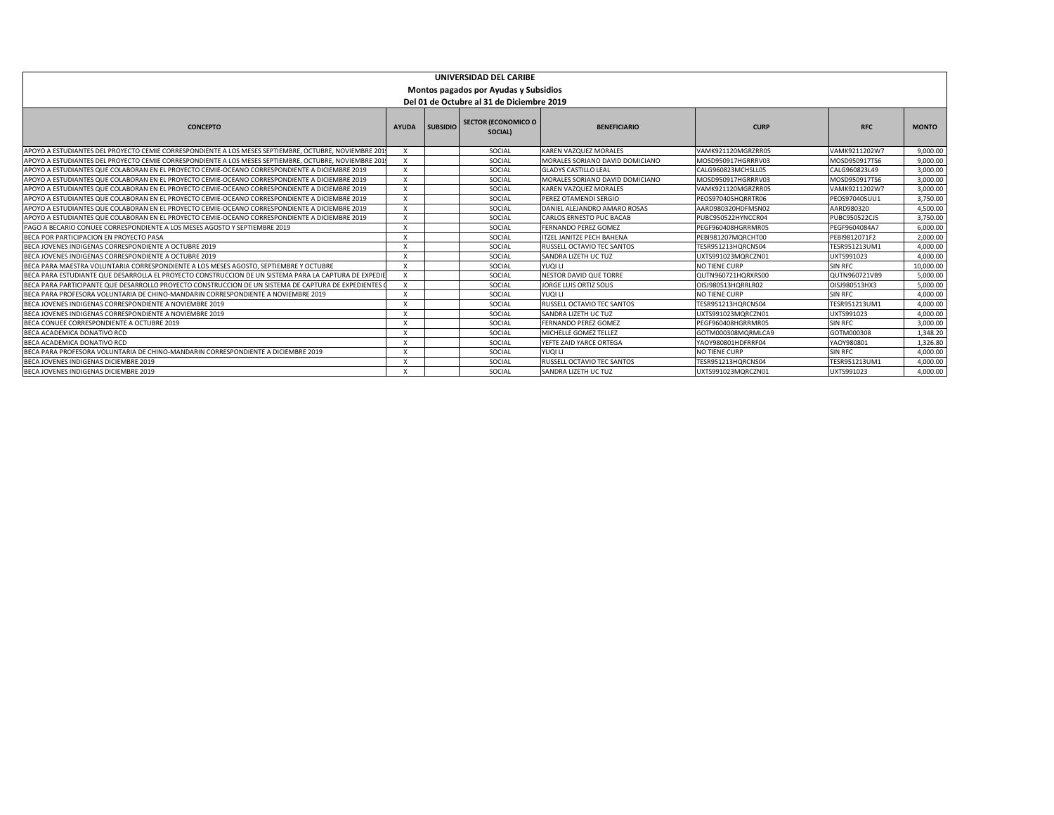**UNIVERSIDAD DEL CARIBE**

**Montos pagados por Ayudas y Subsidios**

**Del 01 de Octubre al 31 de Diciembre 2019**

| CONCEPTO | AYUDA | SUBSIDIO | SECTOR (ECONOMICO O SOCIAL) | BENEFICIARIO | CURP | RFC | MONTO |
|---|---|---|---|---|---|---|---|
| APOYO A ESTUDIANTES DEL PROYECTO CEMIE CORRESPONDIENTE A LOS MESES SEPTIEMBRE, OCTUBRE, NOVIEMBRE 2019 | X | | SOCIAL | KAREN VAZQUEZ MORALES | VAMK921120MGRZRR05 | VAMK9211202W7 | 9,000.00 |
| APOYO A ESTUDIANTES DEL PROYECTO CEMIE CORRESPONDIENTE A LOS MESES SEPTIEMBRE, OCTUBRE, NOVIEMBRE 2019 | X | | SOCIAL | MORALES SORIANO DAVID DOMICIANO | MOSD950917HGRRRV03 | MOSD950917TS6 | 9,000.00 |
| APOYO A ESTUDIANTES QUE COLABORAN EN EL PROYECTO CEMIE-OCEANO CORRESPONDIENTE A DICIEMBRE 2019 | X | | SOCIAL | GLADYS CASTILLO LEAL | CALG960823MCHSLL05 | CALG960823L49 | 3,000.00 |
| APOYO A ESTUDIANTES QUE COLABORAN EN EL PROYECTO CEMIE-OCEANO CORRESPONDIENTE A DICIEMBRE 2019 | X | | SOCIAL | MORALES SORIANO DAVID DOMICIANO | MOSD950917HGRRRV03 | MOSD950917TS6 | 3,000.00 |
| APOYO A ESTUDIANTES QUE COLABORAN EN EL PROYECTO CEMIE-OCEANO CORRESPONDIENTE A DICIEMBRE 2019 | X | | SOCIAL | KAREN VAZQUEZ MORALES | VAMK921120MGRZRR05 | VAMK9211202W7 | 3,000.00 |
| APOYO A ESTUDIANTES QUE COLABORAN EN EL PROYECTO CEMIE-OCEANO CORRESPONDIENTE A DICIEMBRE 2019 | X | | SOCIAL | PEREZ OTAMENDI SERGIO | PEOS970405HQRRTR06 | PEOS970405UU1 | 3,750.00 |
| APOYO A ESTUDIANTES QUE COLABORAN EN EL PROYECTO CEMIE-OCEANO CORRESPONDIENTE A DICIEMBRE 2019 | X | | SOCIAL | DANIEL ALEJANDRO AMARO ROSAS | AARD980320HDFMSN02 | AARD980320 | 4,500.00 |
| APOYO A ESTUDIANTES QUE COLABORAN EN EL PROYECTO CEMIE-OCEANO CORRESPONDIENTE A DICIEMBRE 2019 | X | | SOCIAL | CARLOS ERNESTO PUC BACAB | PUBC950522HYNCCR04 | PUBC950522CJ5 | 3,750.00 |
| PAGO A BECARIO CONUEE CORRESPONDIENTE A LOS MESES AGOSTO Y SEPTIEMBRE 2019 | X | | SOCIAL | FERNANDO PEREZ GOMEZ | PEGF960408HGRRMR05 | PEGF9604084A7 | 6,000.00 |
| BECA POR PARTICIPACION EN PROYECTO PASA | X | | SOCIAL | ITZEL JANITZE PECH BAHENA | PEBI981207MQRCHT00 | PEBI9812071F2 | 2,000.00 |
| BECA JOVENES INDIGENAS CORRESPONDIENTE A OCTUBRE 2019 | X | | SOCIAL | RUSSELL OCTAVIO TEC SANTOS | TESR951213HQRCNS04 | TESR951213UM1 | 4,000.00 |
| BECA JOVENES INDIGENAS CORRESPONDIENTE A OCTUBRE 2019 | X | | SOCIAL | SANDRA LIZETH UC TUZ | UXTS991023MQRCZN01 | UXTS991023 | 4,000.00 |
| BECA PARA MAESTRA VOLUNTARIA CORRESPONDIENTE A LOS MESES AGOSTO, SEPTIEMBRE Y OCTUBRE | X | | SOCIAL | YUQI LI | NO TIENE CURP | SIN RFC | 10,000.00 |
| BECA PARA ESTUDIANTE QUE DESARROLLA EL PROYECTO CONSTRUCCION DE UN SISTEMA PARA LA CAPTURA DE EXPEDIE | X | | SOCIAL | NESTOR DAVID QUE TORRE | QUTN960721HQRXRS00 | QUTN960721VB9 | 5,000.00 |
| BECA PARA PARTICIPANTE QUE DESARROLLO PROYECTO CONSTRUCCION DE UN SISTEMA DE CAPTURA DE EXPEDIENTES C | X | | SOCIAL | JORGE LUIS ORTIZ SOLIS | OISJ980513HQRRLR02 | OISJ980513HX3 | 5,000.00 |
| BECA PARA PROFESORA VOLUNTARIA DE CHINO-MANDARIN CORRESPONDIENTE A NOVIEMBRE 2019 | X | | SOCIAL | YUQI LI | NO TIENE CURP | SIN RFC | 4,000.00 |
| BECA JOVENES INDIGENAS CORRESPONDIENTE A NOVIEMBRE 2019 | X | | SOCIAL | RUSSELL OCTAVIO TEC SANTOS | TESR951213HQRCNS04 | TESR951213UM1 | 4,000.00 |
| BECA JOVENES INDIGENAS CORRESPONDIENTE A NOVIEMBRE 2019 | X | | SOCIAL | SANDRA LIZETH UC TUZ | UXTS991023MQRCZN01 | UXTS991023 | 4,000.00 |
| BECA CONUEE CORRESPONDIENTE A OCTUBRE 2019 | X | | SOCIAL | FERNANDO PEREZ GOMEZ | PEGF960408HGRRMR05 | SIN RFC | 3,000.00 |
| BECA ACADEMICA DONATIVO RCD | X | | SOCIAL | MICHELLE GOMEZ TELLEZ | GOTM000308MQRMLCA9 | GOTM000308 | 1,348.20 |
| BECA ACADEMICA DONATIVO RCD | X | | SOCIAL | YEFTE ZAID YARCE ORTEGA | YAOY980801HDFRRF04 | YAOY980801 | 1,326.80 |
| BECA PARA PROFESORA VOLUNTARIA DE CHINO-MANDARIN CORRESPONDIENTE A DICIEMBRE 2019 | X | | SOCIAL | YUQI LI | NO TIENE CURP | SIN RFC | 4,000.00 |
| BECA JOVENES INDIGENAS DICIEMBRE 2019 | X | | SOCIAL | RUSSELL OCTAVIO TEC SANTOS | TESR951213HQRCNS04 | TESR951213UM1 | 4,000.00 |
| BECA JOVENES INDIGENAS DICIEMBRE 2019 | X | | SOCIAL | SANDRA LIZETH UC TUZ | UXTS991023MQRCZN01 | UXTS991023 | 4,000.00 |